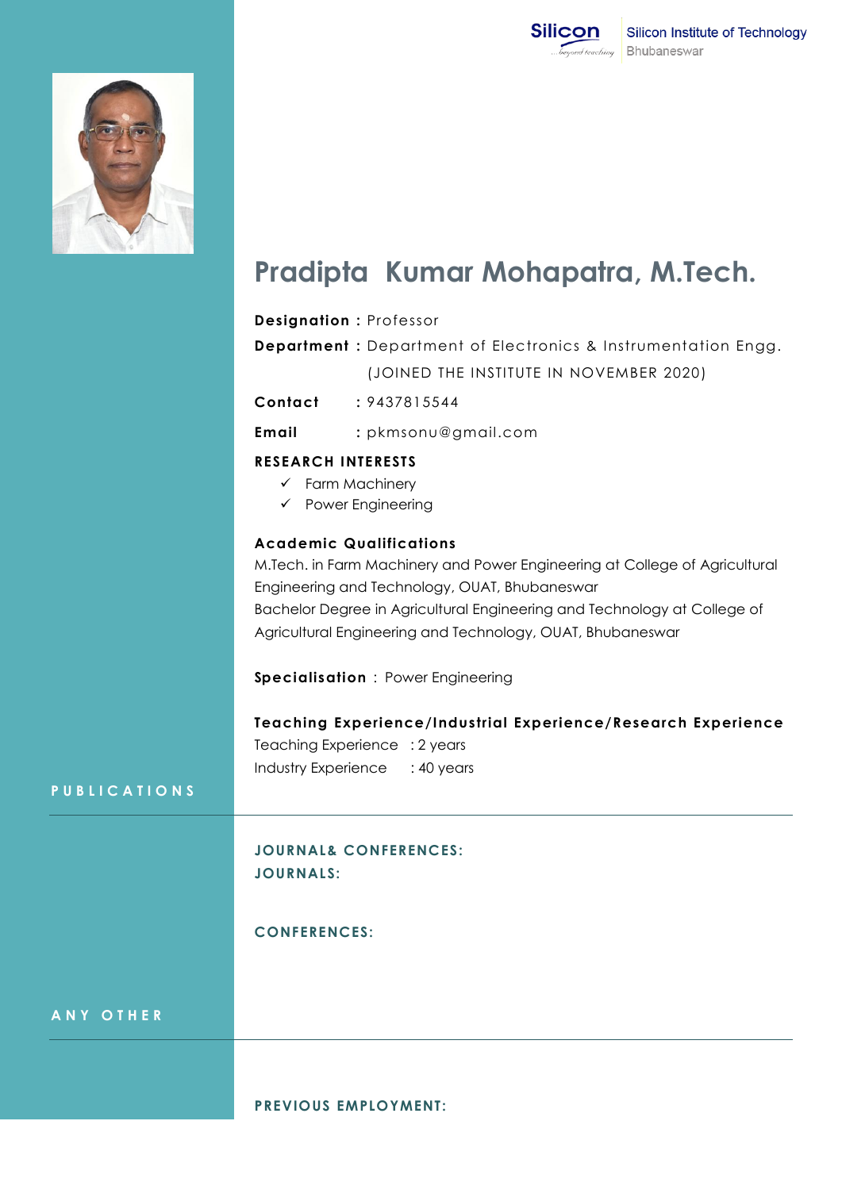# Pradipta Kumar Mohapatra, M.Tech.

**Designation :** Professor

**Department :** Department of Electronics & Instrumentation Engg.
(JOINED THE INSTITUTE IN NOVEMBER 2020)

**Contact :** 9437815544

**Email :** pkmsonu@gmail.com

**RESEARCH INTERESTS**

- ✓ Farm Machinery
- ✓ Power Engineering

**Academic Qualifications**

M.Tech. in Farm Machinery and Power Engineering at College of Agricultural Engineering and Technology, OUAT, Bhubaneswar
Bachelor Degree in Agricultural Engineering and Technology at College of Agricultural Engineering and Technology, OUAT, Bhubaneswar

**Specialisation** : Power Engineering

**Teaching Experience/Industrial Experience/Research Experience**

Teaching Experience : 2 years
Industry Experience : 40 years

## PUBLICATIONS

**JOURNAL& CONFERENCES:**

**JOURNALS:**

**CONFERENCES:**

## ANY OTHER

**PREVIOUS EMPLOYMENT:**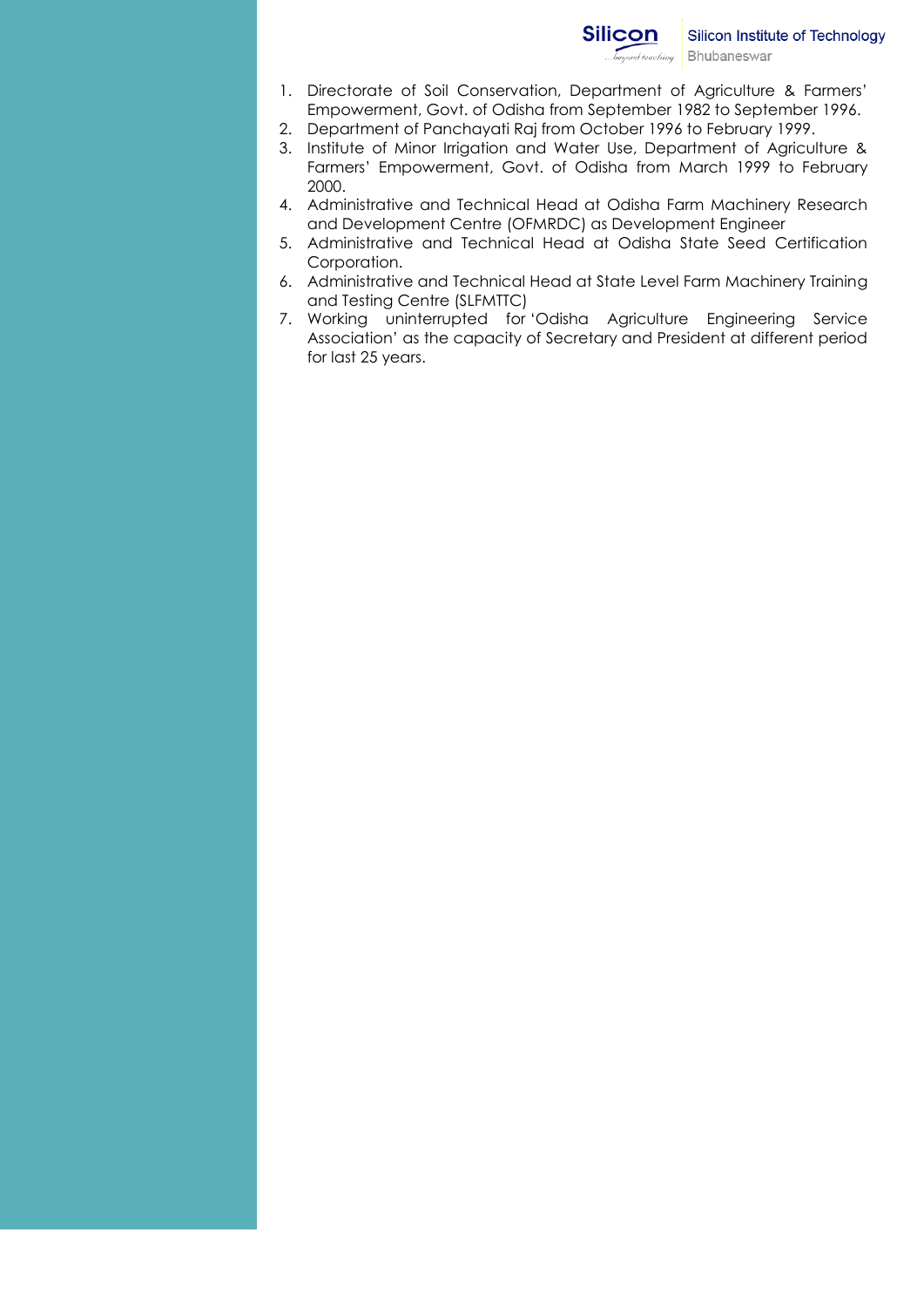1. Directorate of Soil Conservation, Department of Agriculture & Farmers' Empowerment, Govt. of Odisha from September 1982 to September 1996.
2. Department of Panchayati Raj from October 1996 to February 1999.
3. Institute of Minor Irrigation and Water Use, Department of Agriculture & Farmers' Empowerment, Govt. of Odisha from March 1999 to February 2000.
4. Administrative and Technical Head at Odisha Farm Machinery Research and Development Centre (OFMRDC) as Development Engineer
5. Administrative and Technical Head at Odisha State Seed Certification Corporation.
6. Administrative and Technical Head at State Level Farm Machinery Training and Testing Centre (SLFMTTC)
7. Working uninterrupted for 'Odisha Agriculture Engineering Service Association' as the capacity of Secretary and President at different period for last 25 years.